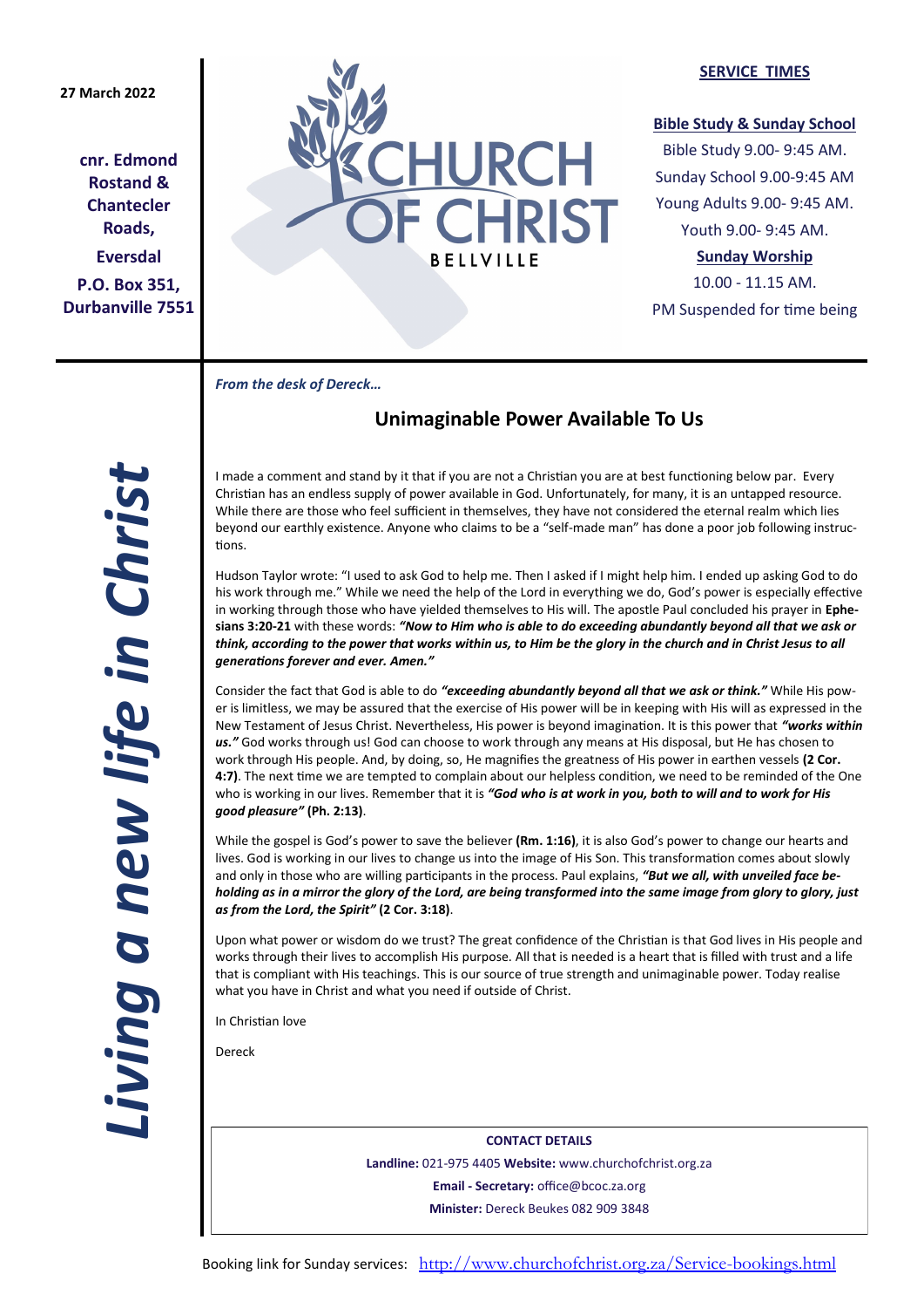27 March 2022

**cnr. Edmond Rostand & Chantecler Roads,**

**Eversdal**

**P.O. Box 351, Durbanville 7551**

# CHURCH OF CHRIST BELLVILLE

**SERVICE TIMES**

**Bible Study & Sunday School**

Bible Study 9.00- 9:45 AM.

Sunday School 9.00-9:45 AM

Young Adults 9.00- 9:45 AM.

Youth 9.00- 9:45 AM.

**Sunday Worship**

10.00 - 11.15 AM.

PM Suspended for time being

***Living a new life in Christ***

*From the desk of Dereck…*

## Unimaginable Power Available To Us

I made a comment and stand by it that if you are not a Christian you are at best functioning below par. Every Christian has an endless supply of power available in God. Unfortunately, for many, it is an untapped resource. While there are those who feel sufficient in themselves, they have not considered the eternal realm which lies beyond our earthly existence. Anyone who claims to be a "self-made man" has done a poor job following instructions.

Hudson Taylor wrote: "I used to ask God to help me. Then I asked if I might help him. I ended up asking God to do his work through me." While we need the help of the Lord in everything we do, God's power is especially effective in working through those who have yielded themselves to His will. The apostle Paul concluded his prayer in **Ephesians 3:20-21** with these words: ***"Now to Him who is able to do exceeding abundantly beyond all that we ask or think, according to the power that works within us, to Him be the glory in the church and in Christ Jesus to all generations forever and ever. Amen."***

Consider the fact that God is able to do ***"exceeding abundantly beyond all that we ask or think."*** While His power is limitless, we may be assured that the exercise of His power will be in keeping with His will as expressed in the New Testament of Jesus Christ. Nevertheless, His power is beyond imagination. It is this power that ***"works within us."*** God works through us! God can choose to work through any means at His disposal, but He has chosen to work through His people. And, by doing, so, He magnifies the greatness of His power in earthen vessels **(2 Cor. 4:7)**. The next time we are tempted to complain about our helpless condition, we need to be reminded of the One who is working in our lives. Remember that it is ***"God who is at work in you, both to will and to work for His good pleasure"*** **(Ph. 2:13)**.

While the gospel is God's power to save the believer **(Rm. 1:16)**, it is also God's power to change our hearts and lives. God is working in our lives to change us into the image of His Son. This transformation comes about slowly and only in those who are willing participants in the process. Paul explains, ***"But we all, with unveiled face beholding as in a mirror the glory of the Lord, are being transformed into the same image from glory to glory, just as from the Lord, the Spirit"*** **(2 Cor. 3:18)**.

Upon what power or wisdom do we trust? The great confidence of the Christian is that God lives in His people and works through their lives to accomplish His purpose. All that is needed is a heart that is filled with trust and a life that is compliant with His teachings. This is our source of true strength and unimaginable power. Today realise what you have in Christ and what you need if outside of Christ.

In Christian love

Dereck

**CONTACT DETAILS**

**Landline:** 021-975 4405 **Website:** www.churchofchrist.org.za

**Email - Secretary:** office@bcoc.za.org

**Minister:** Dereck Beukes 082 909 3848

Booking link for Sunday services: http://www.churchofchrist.org.za/Service-bookings.html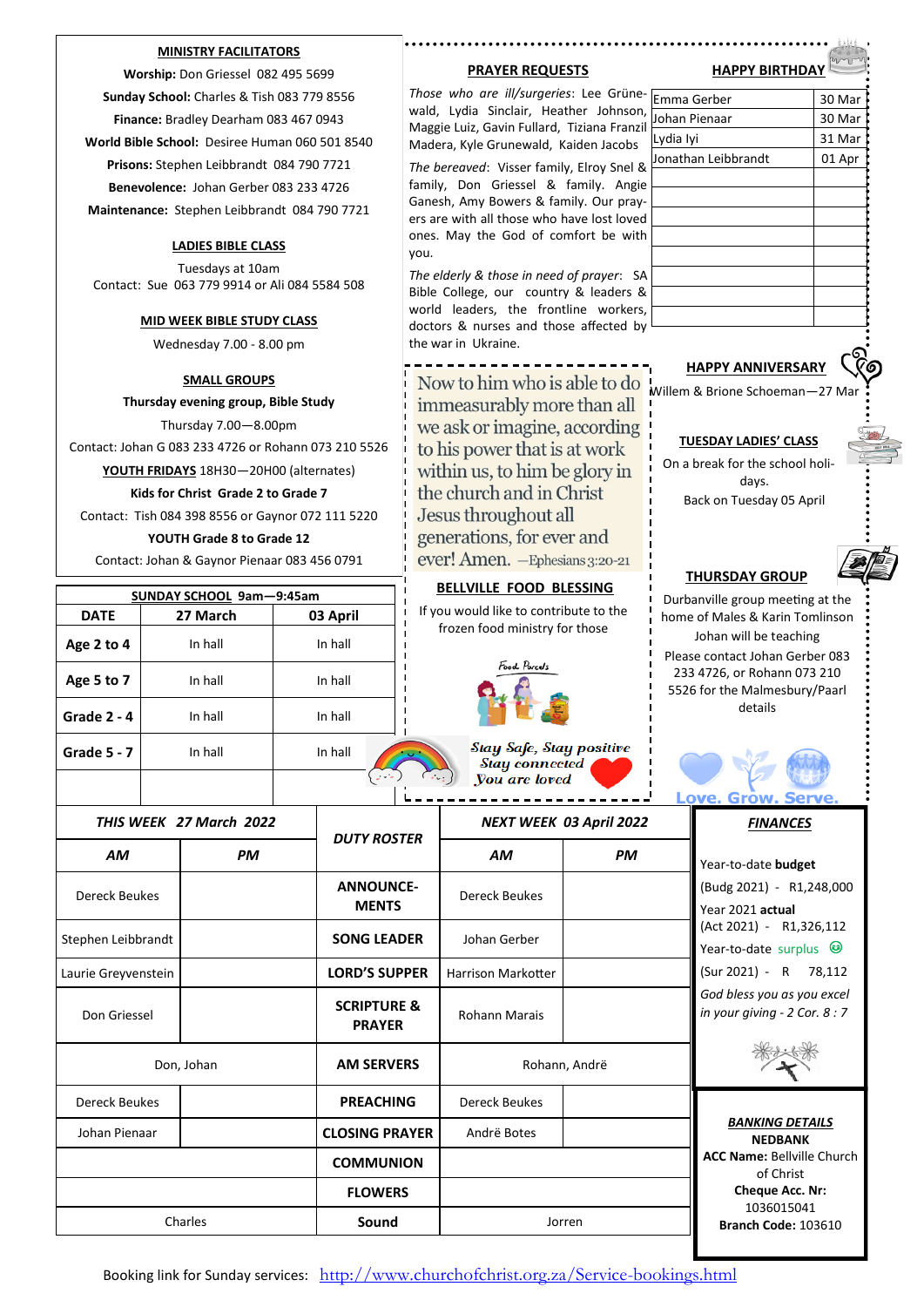## MINISTRY FACILITATORS

**Worship:** Don Griessel 082 495 5699

**Sunday School:** Charles & Tish 083 779 8556

**Finance:** Bradley Dearham 083 467 0943

**World Bible School:** Desiree Human 060 501 8540

**Prisons:** Stephen Leibbrandt 084 790 7721

**Benevolence:** Johan Gerber 083 233 4726

**Maintenance:** Stephen Leibbrandt 084 790 7721

## LADIES BIBLE CLASS

Tuesdays at 10am

Contact: Sue 063 779 9914 or Ali 084 5584 508

## MID WEEK BIBLE STUDY CLASS

Wednesday 7.00 - 8.00 pm

## SMALL GROUPS

**Thursday evening group, Bible Study**

Thursday 7.00—8.00pm

Contact: Johan G 083 233 4726 or Rohann 073 210 5526

**YOUTH FRIDAYS** 18H30—20H00 (alternates)

**Kids for Christ Grade 2 to Grade 7**

Contact: Tish 084 398 8556 or Gaynor 072 111 5220

**YOUTH Grade 8 to Grade 12**

Contact: Johan & Gaynor Pienaar 083 456 0791

| SUNDAY SCHOOL 9am—9:45am | | |
|---|---|---|
| **DATE** | **27 March** | **03 April** |
| **Age 2 to 4** | In hall | In hall |
| **Age 5 to 7** | In hall | In hall |
| **Grade 2 - 4** | In hall | In hall |
| **Grade 5 - 7** | In hall | In hall |

## PRAYER REQUESTS

*Those who are ill/surgeries*: Lee Grünewald, Lydia Sinclair, Heather Johnson, Maggie Luiz, Gavin Fullard, Tiziana Franzil Madera, Kyle Grunewald, Kaiden Jacobs

*The bereaved*: Visser family, Elroy Snel & family, Don Griessel & family. Angie Ganesh, Amy Bowers & family. Our prayers are with all those who have lost loved ones. May the God of comfort be with you.

*The elderly & those in need of prayer*: SA Bible College, our country & leaders & world leaders, the frontline workers, doctors & nurses and those affected by the war in Ukraine.

Now to him who is able to do immeasurably more than all we ask or imagine, according to his power that is at work within us, to him be glory in the church and in Christ Jesus throughout all generations, for ever and ever! Amen. —Ephesians 3:20-21

## BELLVILLE FOOD BLESSING

If you would like to contribute to the frozen food ministry for those

Food Parcels

Stay Safe, Stay positive
Stay connected
You are loved

## HAPPY BIRTHDAY

| | |
|---|---|
| Emma Gerber | 30 Mar |
| Johan Pienaar | 30 Mar |
| Lydia Iyi | 31 Mar |
| Jonathan Leibbrandt | 01 Apr |

## HAPPY ANNIVERSARY

Willem & Brione Schoeman—27 Mar

## TUESDAY LADIES' CLASS

On a break for the school holidays.

Back on Tuesday 05 April

## THURSDAY GROUP

Durbanville group meeting at the home of Males & Karin Tomlinson

Johan will be teaching

Please contact Johan Gerber 083 233 4726, or Rohann 073 210 5526 for the Malmesbury/Paarl details

Love. Grow. Serve.

| THIS WEEK 27 March 2022 | | DUTY ROSTER | NEXT WEEK 03 April 2022 | |
|---|---|---|---|---|
| **AM** | **PM** | | **AM** | **PM** |
| Dereck Beukes | | **ANNOUNCEMENTS** | Dereck Beukes | |
| Stephen Leibbrandt | | **SONG LEADER** | Johan Gerber | |
| Laurie Greyvenstein | | **LORD'S SUPPER** | Harrison Markotter | |
| Don Griessel | | **SCRIPTURE & PRAYER** | Rohann Marais | |
| Don, Johan | | **AM SERVERS** | Rohann, Andrë | |
| Dereck Beukes | | **PREACHING** | Dereck Beukes | |
| Johan Pienaar | | **CLOSING PRAYER** | Andrë Botes | |
| | | **COMMUNION** | | |
| | | **FLOWERS** | | |
| Charles | | **Sound** | Jorren | |

## FINANCES

Year-to-date **budget**

(Budg 2021) - R1,248,000

Year 2021 **actual**

(Act 2021) - R1,326,112

Year-to-date surplus ☺

(Sur 2021) - R 78,112

*God bless you as you excel in your giving - 2 Cor. 8 : 7*

***BANKING DETAILS***

**NEDBANK**

**ACC Name:** Bellville Church of Christ

**Cheque Acc. Nr:** 1036015041

**Branch Code:** 103610

Booking link for Sunday services: http://www.churchofchrist.org.za/Service-bookings.html